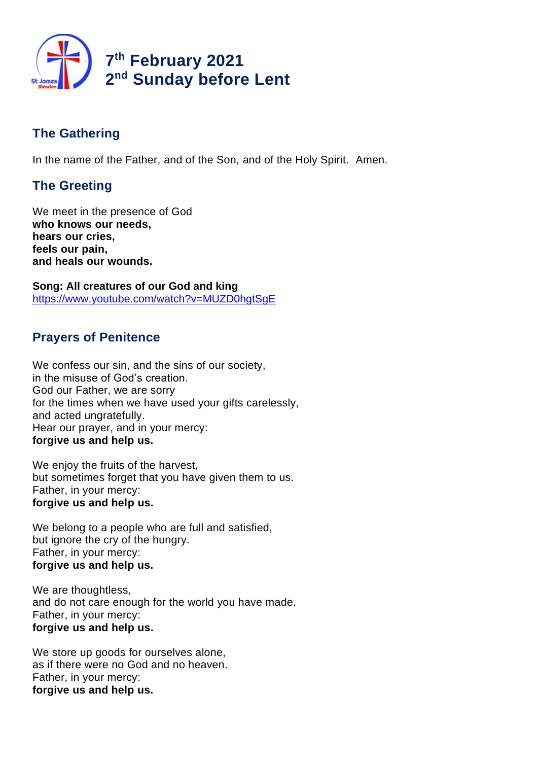# 7th February 2021
# 2nd Sunday before Lent

## The Gathering

In the name of the Father, and of the Son, and of the Holy Spirit. Amen.

## The Greeting

We meet in the presence of God
**who knows our needs,**
**hears our cries,**
**feels our pain,**
**and heals our wounds.**

**Song: All creatures of our God and king**
https://www.youtube.com/watch?v=MUZD0hgtSgE

## Prayers of Penitence

We confess our sin, and the sins of our society,
in the misuse of God's creation.
God our Father, we are sorry
for the times when we have used your gifts carelessly,
and acted ungratefully.
Hear our prayer, and in your mercy:
**forgive us and help us.**

We enjoy the fruits of the harvest,
but sometimes forget that you have given them to us.
Father, in your mercy:
**forgive us and help us.**

We belong to a people who are full and satisfied,
but ignore the cry of the hungry.
Father, in your mercy:
**forgive us and help us.**

We are thoughtless,
and do not care enough for the world you have made.
Father, in your mercy:
**forgive us and help us.**

We store up goods for ourselves alone,
as if there were no God and no heaven.
Father, in your mercy:
**forgive us and help us.**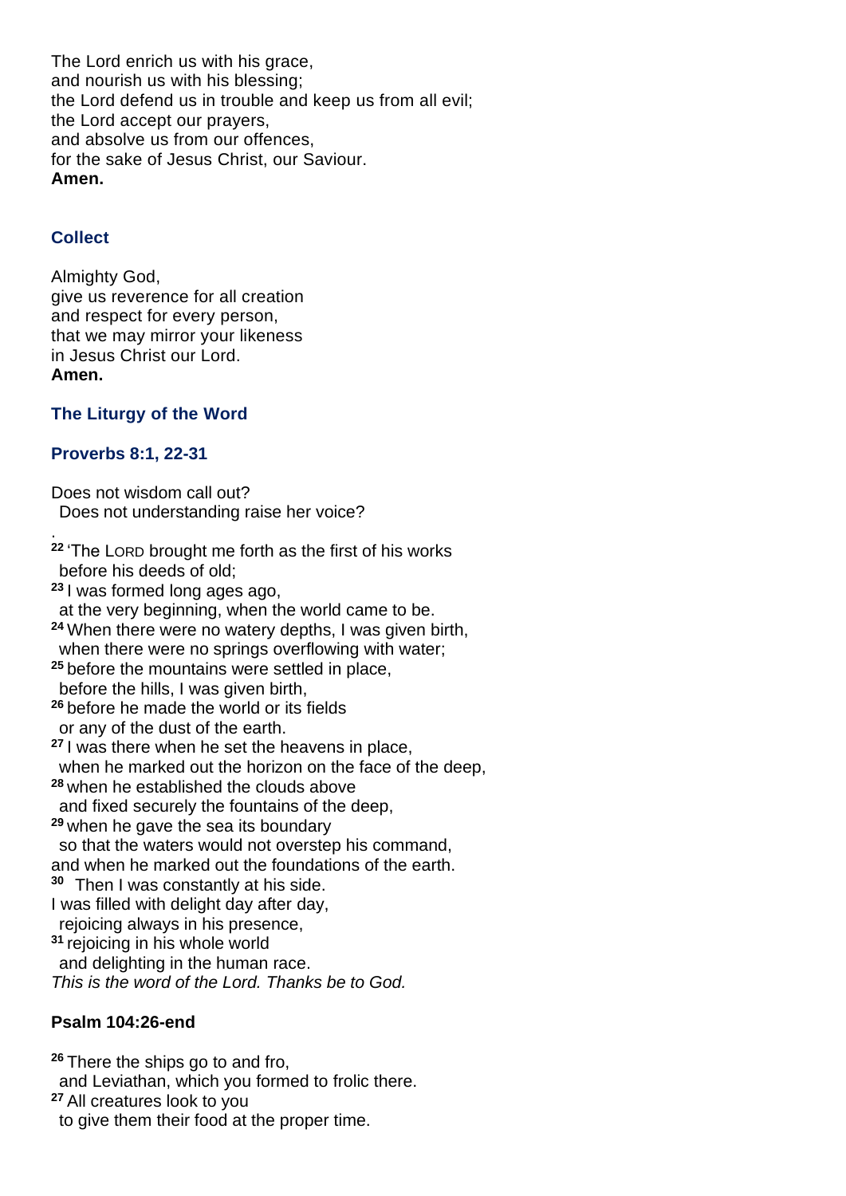The Lord enrich us with his grace,
and nourish us with his blessing;
the Lord defend us in trouble and keep us from all evil;
the Lord accept our prayers,
and absolve us from our offences,
for the sake of Jesus Christ, our Saviour.
**Amen.**

## Collect

Almighty God,
give us reverence for all creation
and respect for every person,
that we may mirror your likeness
in Jesus Christ our Lord.
**Amen.**

## The Liturgy of the Word

### Proverbs 8:1, 22-31

Does not wisdom call out?
  Does not understanding raise her voice?
.
[22] 'The LORD brought me forth as the first of his works
  before his deeds of old;
[23] I was formed long ages ago,
  at the very beginning, when the world came to be.
[24] When there were no watery depths, I was given birth,
  when there were no springs overflowing with water;
[25] before the mountains were settled in place,
  before the hills, I was given birth,
[26] before he made the world or its fields
  or any of the dust of the earth.
[27] I was there when he set the heavens in place,
  when he marked out the horizon on the face of the deep,
[28] when he established the clouds above
  and fixed securely the fountains of the deep,
[29] when he gave the sea its boundary
  so that the waters would not overstep his command,
and when he marked out the foundations of the earth.
[30] Then I was constantly at his side.
I was filled with delight day after day,
  rejoicing always in his presence,
[31] rejoicing in his whole world
  and delighting in the human race.
*This is the word of the Lord. Thanks be to God.*

### Psalm 104:26-end

[26] There the ships go to and fro,
  and Leviathan, which you formed to frolic there.
[27] All creatures look to you
  to give them their food at the proper time.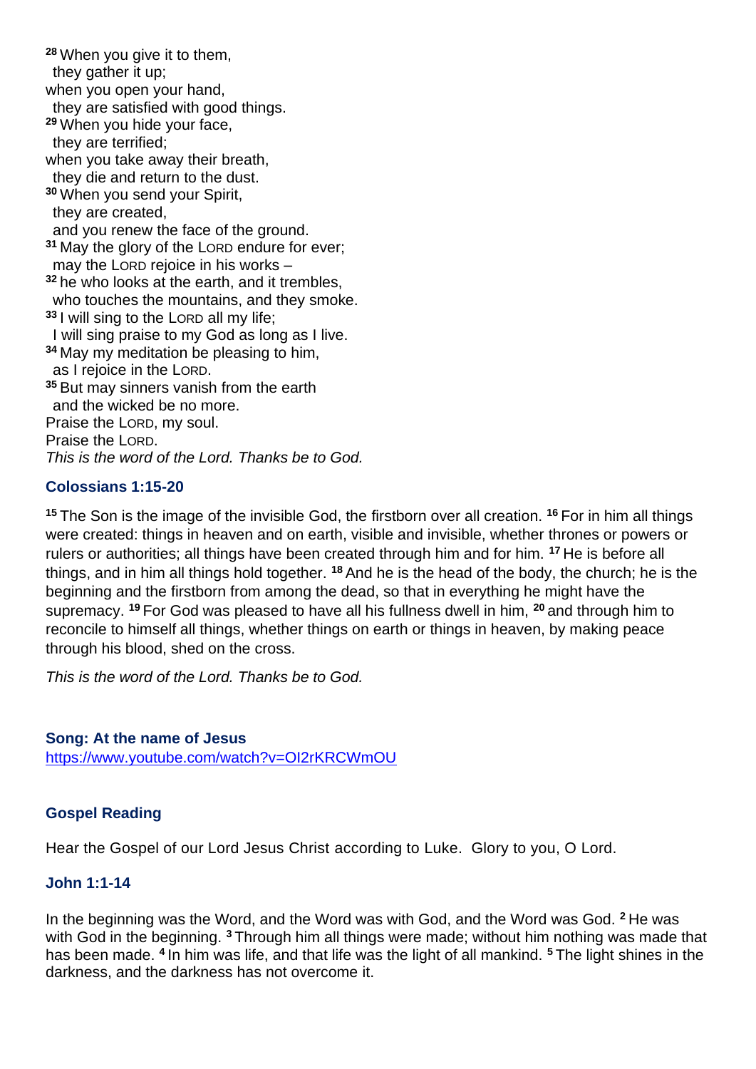[28] When you give it to them,
they gather it up;
when you open your hand,
they are satisfied with good things.
[29] When you hide your face,
they are terrified;
when you take away their breath,
they die and return to the dust.
[30] When you send your Spirit,
they are created,
and you renew the face of the ground.
[31] May the glory of the LORD endure for ever;
may the LORD rejoice in his works –
[32] he who looks at the earth, and it trembles,
who touches the mountains, and they smoke.
[33] I will sing to the LORD all my life;
I will sing praise to my God as long as I live.
[34] May my meditation be pleasing to him,
as I rejoice in the LORD.
[35] But may sinners vanish from the earth
and the wicked be no more.
Praise the LORD, my soul.
Praise the LORD.
*This is the word of the Lord. Thanks be to God.*

### Colossians 1:15-20

[15] The Son is the image of the invisible God, the firstborn over all creation. [16] For in him all things were created: things in heaven and on earth, visible and invisible, whether thrones or powers or rulers or authorities; all things have been created through him and for him. [17] He is before all things, and in him all things hold together. [18] And he is the head of the body, the church; he is the beginning and the firstborn from among the dead, so that in everything he might have the supremacy. [19] For God was pleased to have all his fullness dwell in him, [20] and through him to reconcile to himself all things, whether things on earth or things in heaven, by making peace through his blood, shed on the cross.

*This is the word of the Lord. Thanks be to God.*

### Song: At the name of Jesus

https://www.youtube.com/watch?v=OI2rKRCWmOU

### Gospel Reading

Hear the Gospel of our Lord Jesus Christ according to Luke. Glory to you, O Lord.

### John 1:1-14

In the beginning was the Word, and the Word was with God, and the Word was God. [2] He was with God in the beginning. [3] Through him all things were made; without him nothing was made that has been made. [4] In him was life, and that life was the light of all mankind. [5] The light shines in the darkness, and the darkness has not overcome it.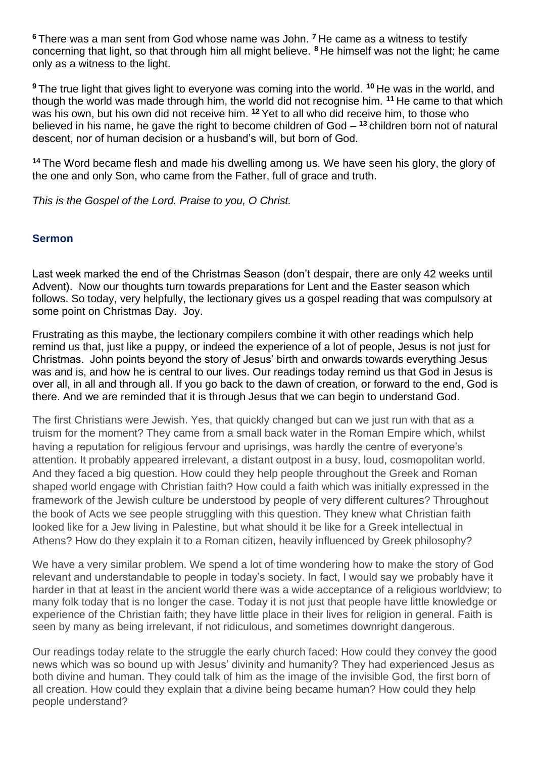[6] There was a man sent from God whose name was John. [7] He came as a witness to testify concerning that light, so that through him all might believe. [8] He himself was not the light; he came only as a witness to the light.

[9] The true light that gives light to everyone was coming into the world. [10] He was in the world, and though the world was made through him, the world did not recognise him. [11] He came to that which was his own, but his own did not receive him. [12] Yet to all who did receive him, to those who believed in his name, he gave the right to become children of God – [13] children born not of natural descent, nor of human decision or a husband's will, but born of God.

[14] The Word became flesh and made his dwelling among us. We have seen his glory, the glory of the one and only Son, who came from the Father, full of grace and truth.

*This is the Gospel of the Lord. Praise to you, O Christ.*

### Sermon

Last week marked the end of the Christmas Season (don't despair, there are only 42 weeks until Advent). Now our thoughts turn towards preparations for Lent and the Easter season which follows. So today, very helpfully, the lectionary gives us a gospel reading that was compulsory at some point on Christmas Day. Joy.

Frustrating as this maybe, the lectionary compilers combine it with other readings which help remind us that, just like a puppy, or indeed the experience of a lot of people, Jesus is not just for Christmas. John points beyond the story of Jesus' birth and onwards towards everything Jesus was and is, and how he is central to our lives. Our readings today remind us that God in Jesus is over all, in all and through all. If you go back to the dawn of creation, or forward to the end, God is there. And we are reminded that it is through Jesus that we can begin to understand God.

The first Christians were Jewish. Yes, that quickly changed but can we just run with that as a truism for the moment? They came from a small back water in the Roman Empire which, whilst having a reputation for religious fervour and uprisings, was hardly the centre of everyone's attention. It probably appeared irrelevant, a distant outpost in a busy, loud, cosmopolitan world. And they faced a big question. How could they help people throughout the Greek and Roman shaped world engage with Christian faith? How could a faith which was initially expressed in the framework of the Jewish culture be understood by people of very different cultures? Throughout the book of Acts we see people struggling with this question. They knew what Christian faith looked like for a Jew living in Palestine, but what should it be like for a Greek intellectual in Athens? How do they explain it to a Roman citizen, heavily influenced by Greek philosophy?

We have a very similar problem. We spend a lot of time wondering how to make the story of God relevant and understandable to people in today's society. In fact, I would say we probably have it harder in that at least in the ancient world there was a wide acceptance of a religious worldview; to many folk today that is no longer the case. Today it is not just that people have little knowledge or experience of the Christian faith; they have little place in their lives for religion in general. Faith is seen by many as being irrelevant, if not ridiculous, and sometimes downright dangerous.

Our readings today relate to the struggle the early church faced: How could they convey the good news which was so bound up with Jesus' divinity and humanity? They had experienced Jesus as both divine and human. They could talk of him as the image of the invisible God, the first born of all creation. How could they explain that a divine being became human? How could they help people understand?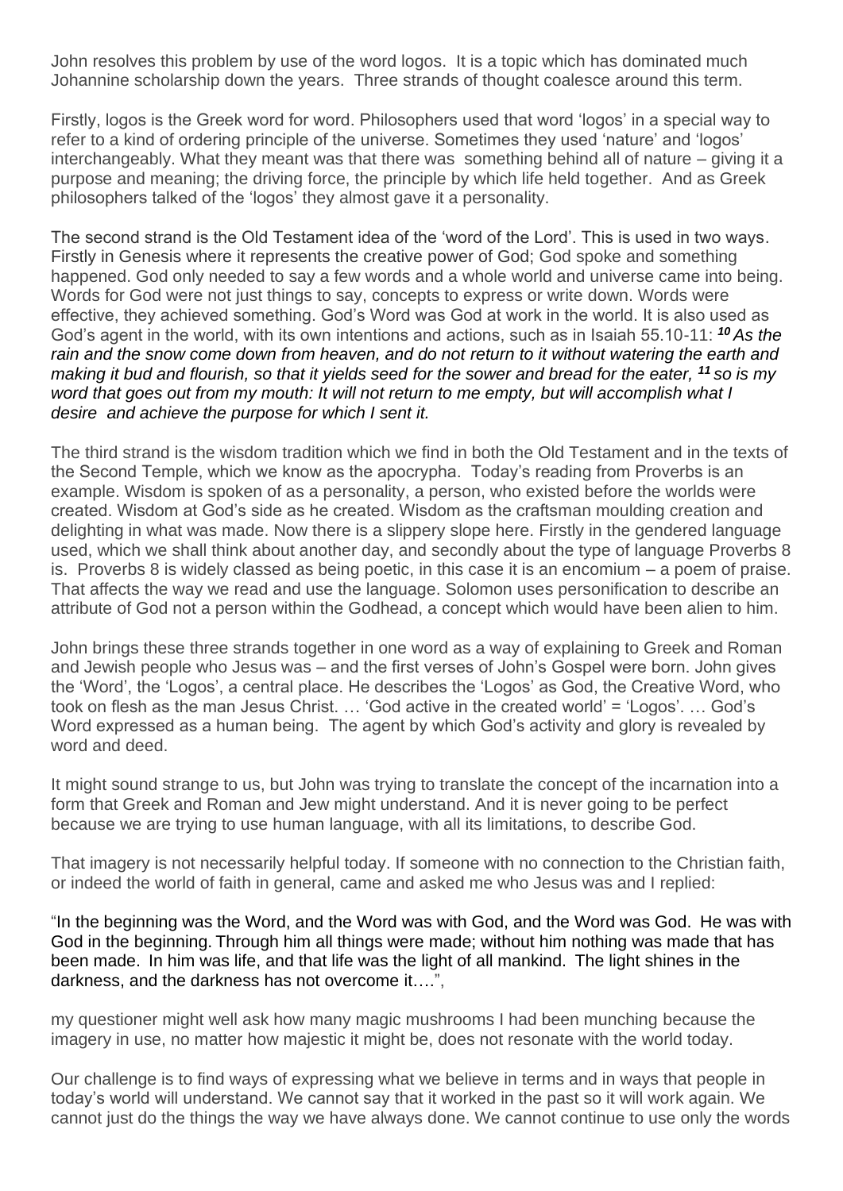John resolves this problem by use of the word logos. It is a topic which has dominated much Johannine scholarship down the years. Three strands of thought coalesce around this term.

Firstly, logos is the Greek word for word. Philosophers used that word 'logos' in a special way to refer to a kind of ordering principle of the universe. Sometimes they used 'nature' and 'logos' interchangeably. What they meant was that there was something behind all of nature – giving it a purpose and meaning; the driving force, the principle by which life held together. And as Greek philosophers talked of the 'logos' they almost gave it a personality.

The second strand is the Old Testament idea of the 'word of the Lord'. This is used in two ways. Firstly in Genesis where it represents the creative power of God; God spoke and something happened. God only needed to say a few words and a whole world and universe came into being. Words for God were not just things to say, concepts to express or write down. Words were effective, they achieved something. God's Word was God at work in the world. It is also used as God's agent in the world, with its own intentions and actions, such as in Isaiah 55.10-11: ***10*** *As the rain and the snow come down from heaven, and do not return to it without watering the earth and making it bud and flourish, so that it yields seed for the sower and bread for the eater,* ***11*** *so is my word that goes out from my mouth: It will not return to me empty, but will accomplish what I desire and achieve the purpose for which I sent it.*

The third strand is the wisdom tradition which we find in both the Old Testament and in the texts of the Second Temple, which we know as the apocrypha. Today's reading from Proverbs is an example. Wisdom is spoken of as a personality, a person, who existed before the worlds were created. Wisdom at God's side as he created. Wisdom as the craftsman moulding creation and delighting in what was made. Now there is a slippery slope here. Firstly in the gendered language used, which we shall think about another day, and secondly about the type of language Proverbs 8 is. Proverbs 8 is widely classed as being poetic, in this case it is an encomium – a poem of praise. That affects the way we read and use the language. Solomon uses personification to describe an attribute of God not a person within the Godhead, a concept which would have been alien to him.

John brings these three strands together in one word as a way of explaining to Greek and Roman and Jewish people who Jesus was – and the first verses of John's Gospel were born. John gives the 'Word', the 'Logos', a central place. He describes the 'Logos' as God, the Creative Word, who took on flesh as the man Jesus Christ. … 'God active in the created world' = 'Logos'. … God's Word expressed as a human being. The agent by which God's activity and glory is revealed by word and deed.

It might sound strange to us, but John was trying to translate the concept of the incarnation into a form that Greek and Roman and Jew might understand. And it is never going to be perfect because we are trying to use human language, with all its limitations, to describe God.

That imagery is not necessarily helpful today. If someone with no connection to the Christian faith, or indeed the world of faith in general, came and asked me who Jesus was and I replied:

"In the beginning was the Word, and the Word was with God, and the Word was God. He was with God in the beginning. Through him all things were made; without him nothing was made that has been made. In him was life, and that life was the light of all mankind. The light shines in the darkness, and the darkness has not overcome it….",

my questioner might well ask how many magic mushrooms I had been munching because the imagery in use, no matter how majestic it might be, does not resonate with the world today.

Our challenge is to find ways of expressing what we believe in terms and in ways that people in today's world will understand. We cannot say that it worked in the past so it will work again. We cannot just do the things the way we have always done. We cannot continue to use only the words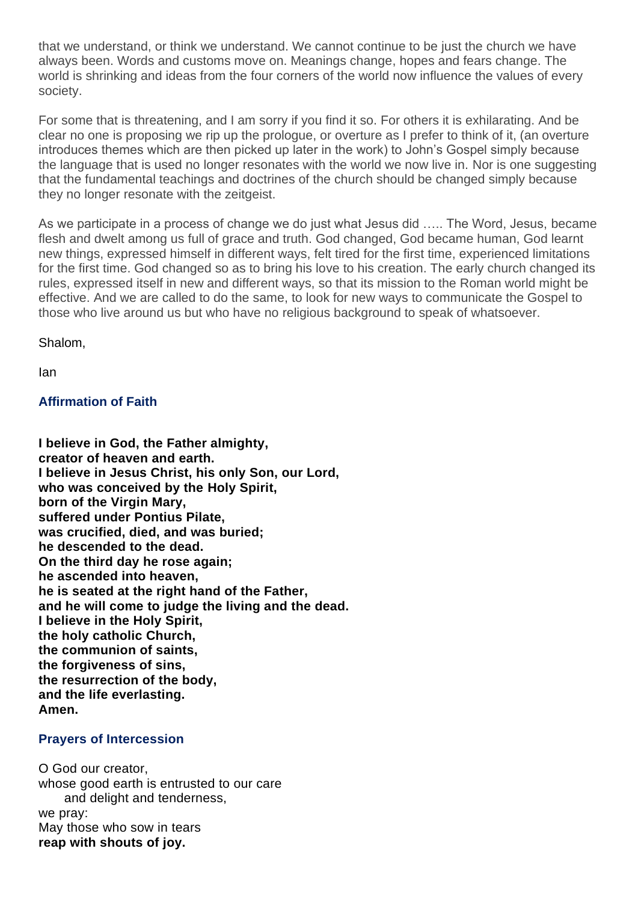that we understand, or think we understand. We cannot continue to be just the church we have always been. Words and customs move on. Meanings change, hopes and fears change. The world is shrinking and ideas from the four corners of the world now influence the values of every society.

For some that is threatening, and I am sorry if you find it so. For others it is exhilarating. And be clear no one is proposing we rip up the prologue, or overture as I prefer to think of it, (an overture introduces themes which are then picked up later in the work) to John's Gospel simply because the language that is used no longer resonates with the world we now live in. Nor is one suggesting that the fundamental teachings and doctrines of the church should be changed simply because they no longer resonate with the zeitgeist.

As we participate in a process of change we do just what Jesus did ….. The Word, Jesus, became flesh and dwelt among us full of grace and truth. God changed, God became human, God learnt new things, expressed himself in different ways, felt tired for the first time, experienced limitations for the first time. God changed so as to bring his love to his creation. The early church changed its rules, expressed itself in new and different ways, so that its mission to the Roman world might be effective. And we are called to do the same, to look for new ways to communicate the Gospel to those who live around us but who have no religious background to speak of whatsoever.

Shalom,

Ian

### Affirmation of Faith

**I believe in God, the Father almighty,**
**creator of heaven and earth.**
**I believe in Jesus Christ, his only Son, our Lord,**
**who was conceived by the Holy Spirit,**
**born of the Virgin Mary,**
**suffered under Pontius Pilate,**
**was crucified, died, and was buried;**
**he descended to the dead.**
**On the third day he rose again;**
**he ascended into heaven,**
**he is seated at the right hand of the Father,**
**and he will come to judge the living and the dead.**
**I believe in the Holy Spirit,**
**the holy catholic Church,**
**the communion of saints,**
**the forgiveness of sins,**
**the resurrection of the body,**
**and the life everlasting.**
**Amen.**

### Prayers of Intercession

O God our creator,
whose good earth is entrusted to our care
    and delight and tenderness,
we pray:
May those who sow in tears
**reap with shouts of joy.**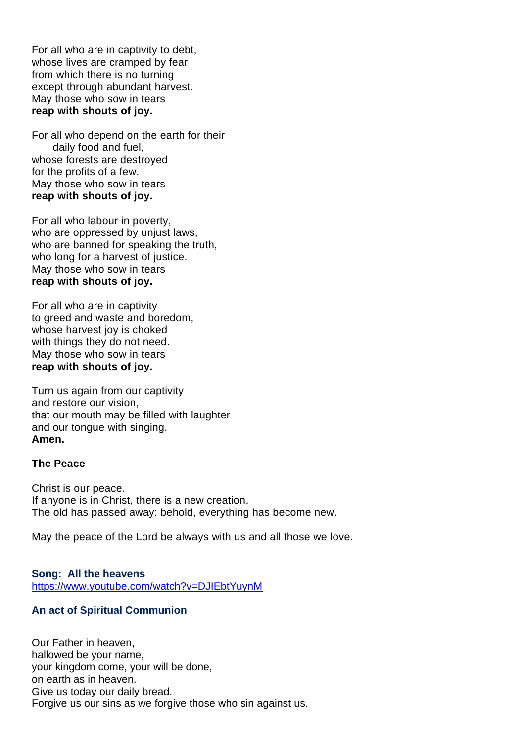For all who are in captivity to debt,  
whose lives are cramped by fear  
from which there is no turning  
except through abundant harvest.  
May those who sow in tears  
**reap with shouts of joy.**

For all who depend on the earth for their daily food and fuel,  
whose forests are destroyed  
for the profits of a few.  
May those who sow in tears  
**reap with shouts of joy.**

For all who labour in poverty,  
who are oppressed by unjust laws,  
who are banned for speaking the truth,  
who long for a harvest of justice.  
May those who sow in tears  
**reap with shouts of joy.**

For all who are in captivity  
to greed and waste and boredom,  
whose harvest joy is choked  
with things they do not need.  
May those who sow in tears  
**reap with shouts of joy.**

Turn us again from our captivity  
and restore our vision,  
that our mouth may be filled with laughter  
and our tongue with singing.  
**Amen.**

**The Peace**

Christ is our peace.  
If anyone is in Christ, there is a new creation.  
The old has passed away: behold, everything has become new.

May the peace of the Lord be always with us and all those we love.

**Song: All the heavens**  
https://www.youtube.com/watch?v=DJIEbtYuynM

**An act of Spiritual Communion**

Our Father in heaven,  
hallowed be your name,  
your kingdom come, your will be done,  
on earth as in heaven.  
Give us today our daily bread.  
Forgive us our sins as we forgive those who sin against us.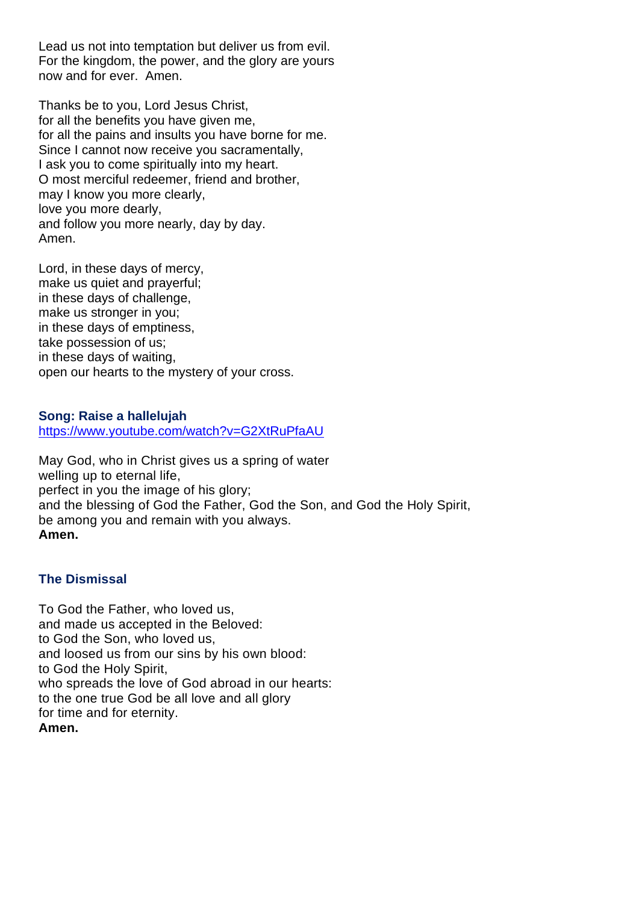Lead us not into temptation but deliver us from evil.
For the kingdom, the power, and the glory are yours
now and for ever. Amen.

Thanks be to you, Lord Jesus Christ,
for all the benefits you have given me,
for all the pains and insults you have borne for me.
Since I cannot now receive you sacramentally,
I ask you to come spiritually into my heart.
O most merciful redeemer, friend and brother,
may I know you more clearly,
love you more dearly,
and follow you more nearly, day by day.
Amen.

Lord, in these days of mercy,
make us quiet and prayerful;
in these days of challenge,
make us stronger in you;
in these days of emptiness,
take possession of us;
in these days of waiting,
open our hearts to the mystery of your cross.

**Song: Raise a hallelujah**
https://www.youtube.com/watch?v=G2XtRuPfaAU

May God, who in Christ gives us a spring of water
welling up to eternal life,
perfect in you the image of his glory;
and the blessing of God the Father, God the Son, and God the Holy Spirit,
be among you and remain with you always.
**Amen.**

### The Dismissal

To God the Father, who loved us,
and made us accepted in the Beloved:
to God the Son, who loved us,
and loosed us from our sins by his own blood:
to God the Holy Spirit,
who spreads the love of God abroad in our hearts:
to the one true God be all love and all glory
for time and for eternity.
**Amen.**